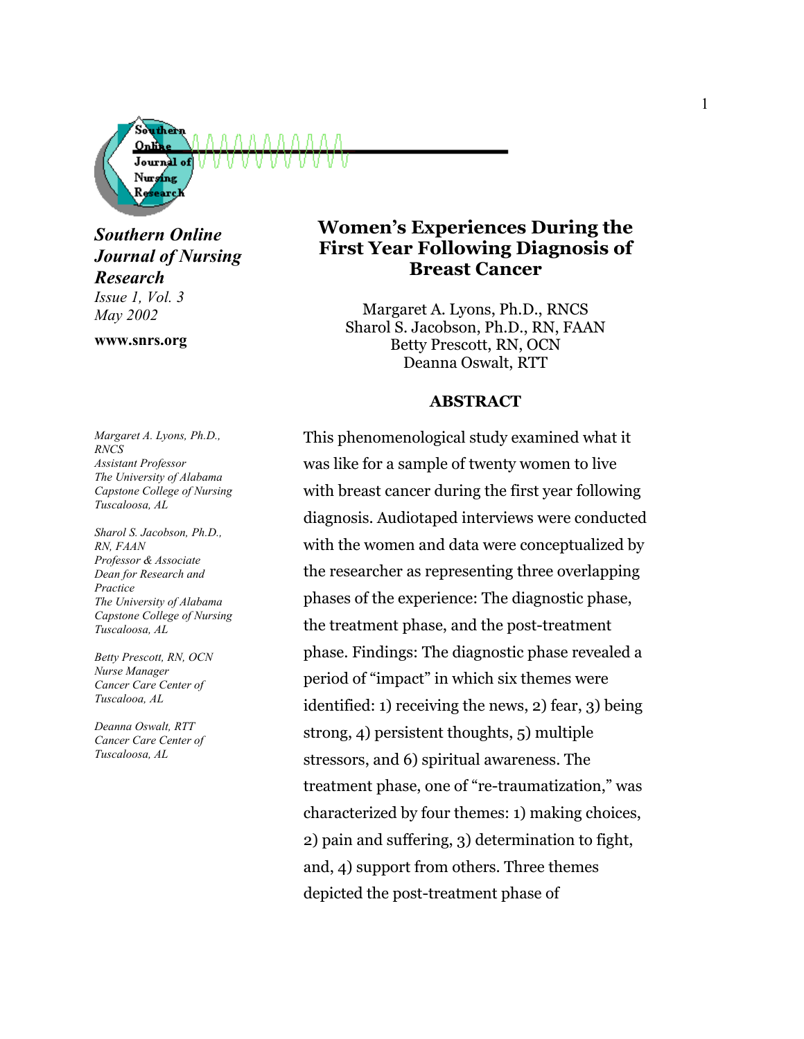**Southern Online Journal of Nursing Research**
*Issue 1, Vol. 3*
*May 2002*

**www.snrs.org**

# Women's Experiences During the First Year Following Diagnosis of Breast Cancer

Margaret A. Lyons, Ph.D., RNCS
Sharol S. Jacobson, Ph.D., RN, FAAN
Betty Prescott, RN, OCN
Deanna Oswalt, RTT

*Margaret A. Lyons, Ph.D., RNCS*
*Assistant Professor*
*The University of Alabama*
*Capstone College of Nursing*
*Tuscaloosa, AL*

*Sharol S. Jacobson, Ph.D., RN, FAAN*
*Professor & Associate Dean for Research and Practice*
*The University of Alabama*
*Capstone College of Nursing*
*Tuscaloosa, AL*

*Betty Prescott, RN, OCN*
*Nurse Manager*
*Cancer Care Center of Tuscalooa, AL*

*Deanna Oswalt, RTT*
*Cancer Care Center of Tuscaloosa, AL*

## ABSTRACT

This phenomenological study examined what it was like for a sample of twenty women to live with breast cancer during the first year following diagnosis. Audiotaped interviews were conducted with the women and data were conceptualized by the researcher as representing three overlapping phases of the experience: The diagnostic phase, the treatment phase, and the post-treatment phase. Findings: The diagnostic phase revealed a period of "impact" in which six themes were identified: 1) receiving the news, 2) fear, 3) being strong, 4) persistent thoughts, 5) multiple stressors, and 6) spiritual awareness. The treatment phase, one of "re-traumatization," was characterized by four themes: 1) making choices, 2) pain and suffering, 3) determination to fight, and, 4) support from others. Three themes depicted the post-treatment phase of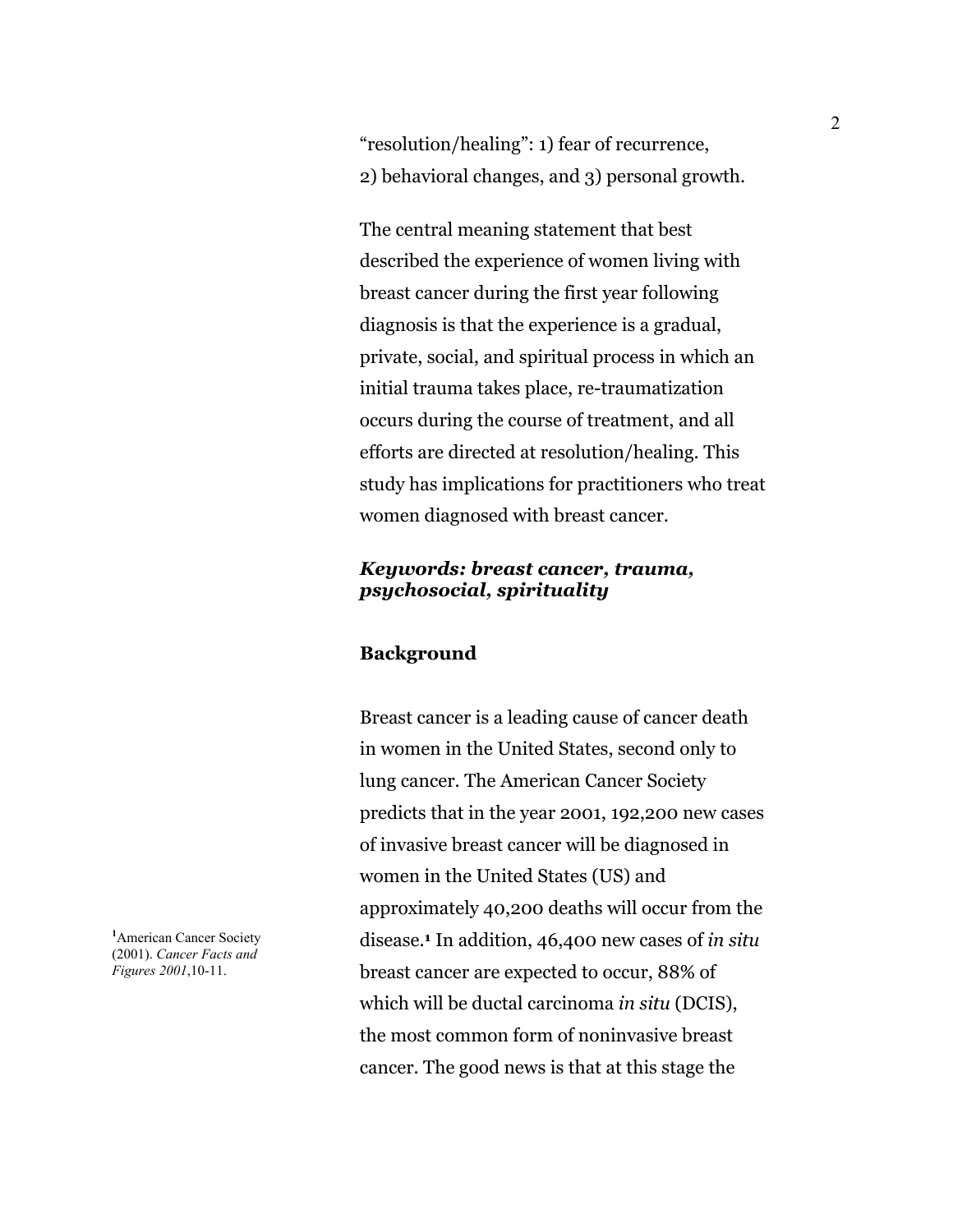"resolution/healing": 1) fear of recurrence, 2) behavioral changes, and 3) personal growth.

The central meaning statement that best described the experience of women living with breast cancer during the first year following diagnosis is that the experience is a gradual, private, social, and spiritual process in which an initial trauma takes place, re-traumatization occurs during the course of treatment, and all efforts are directed at resolution/healing. This study has implications for practitioners who treat women diagnosed with breast cancer.

***Keywords: breast cancer, trauma, psychosocial, spirituality***

## Background

Breast cancer is a leading cause of cancer death in women in the United States, second only to lung cancer. The American Cancer Society predicts that in the year 2001, 192,200 new cases of invasive breast cancer will be diagnosed in women in the United States (US) and approximately 40,200 deaths will occur from the disease.[1] In addition, 46,400 new cases of *in situ* breast cancer are expected to occur, 88% of which will be ductal carcinoma *in situ* (DCIS), the most common form of noninvasive breast cancer. The good news is that at this stage the

[1] American Cancer Society (2001). *Cancer Facts and Figures 2001*,10-11.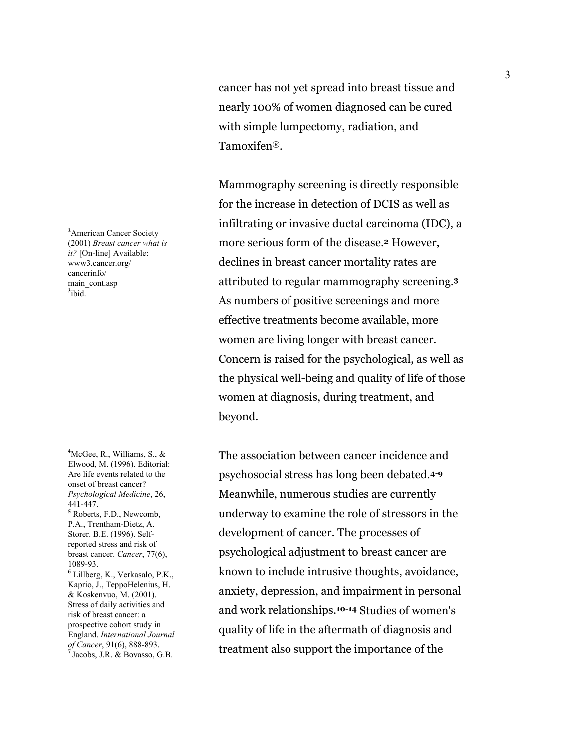cancer has not yet spread into breast tissue and nearly 100% of women diagnosed can be cured with simple lumpectomy, radiation, and Tamoxifen®.

Mammography screening is directly responsible for the increase in detection of DCIS as well as infiltrating or invasive ductal carcinoma (IDC), a more serious form of the disease.[2] However, declines in breast cancer mortality rates are attributed to regular mammography screening.[3] As numbers of positive screenings and more effective treatments become available, more women are living longer with breast cancer. Concern is raised for the psychological, as well as the physical well-being and quality of life of those women at diagnosis, during treatment, and beyond.

The association between cancer incidence and psychosocial stress has long been debated.[4-9] Meanwhile, numerous studies are currently underway to examine the role of stressors in the development of cancer. The processes of psychological adjustment to breast cancer are known to include intrusive thoughts, avoidance, anxiety, depression, and impairment in personal and work relationships.[10-14] Studies of women's quality of life in the aftermath of diagnosis and treatment also support the importance of the

[2] American Cancer Society (2001) *Breast cancer what is it?* [On-line] Available: www3.cancer.org/cancerinfo/main_cont.asp

[3] ibid.

[4] McGee, R., Williams, S., & Elwood, M. (1996). Editorial: Are life events related to the onset of breast cancer? *Psychological Medicine*, 26, 441-447.

[5] Roberts, F.D., Newcomb, P.A., Trentham-Dietz, A. Storer. B.E. (1996). Self-reported stress and risk of breast cancer. *Cancer*, 77(6), 1089-93.

[6] Lillberg, K., Verkasalo, P.K., Kaprio, J., TeppoHelenius, H. & Koskenvuo, M. (2001). Stress of daily activities and risk of breast cancer: a prospective cohort study in England. *International Journal of Cancer*, 91(6), 888-893.

[7] Jacobs, J.R. & Bovasso, G.B.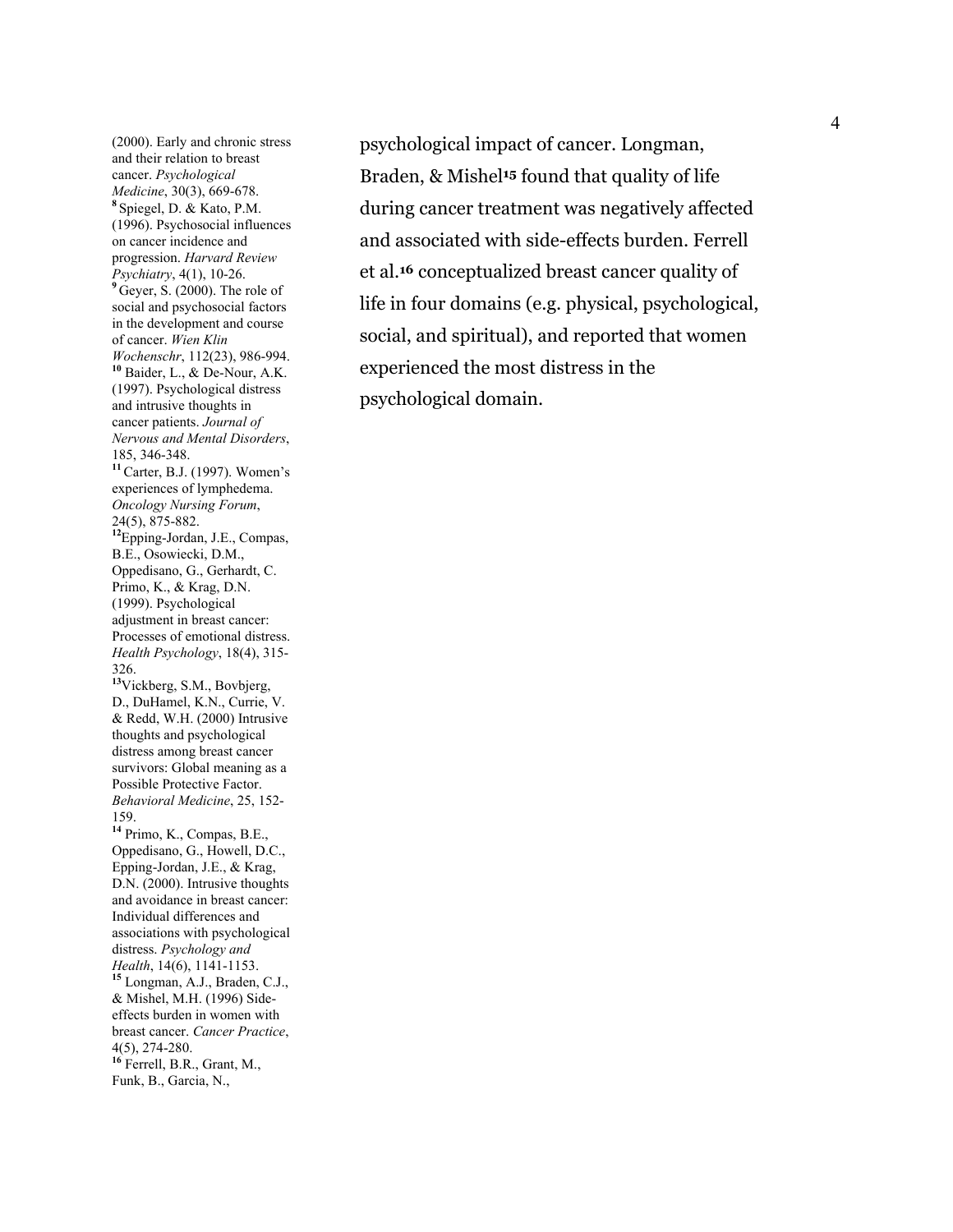psychological impact of cancer. Longman, Braden, & Mishel[15] found that quality of life during cancer treatment was negatively affected and associated with side-effects burden. Ferrell et al.[16] conceptualized breast cancer quality of life in four domains (e.g. physical, psychological, social, and spiritual), and reported that women experienced the most distress in the psychological domain.

(2000). Early and chronic stress and their relation to breast cancer. *Psychological Medicine*, 30(3), 669-678.

[8] Spiegel, D. & Kato, P.M. (1996). Psychosocial influences on cancer incidence and progression. *Harvard Review Psychiatry*, 4(1), 10-26.

[9] Geyer, S. (2000). The role of social and psychosocial factors in the development and course of cancer. *Wien Klin Wochenschr*, 112(23), 986-994.

[10] Baider, L., & De-Nour, A.K. (1997). Psychological distress and intrusive thoughts in cancer patients. *Journal of Nervous and Mental Disorders*, 185, 346-348.

[11] Carter, B.J. (1997). Women's experiences of lymphedema. *Oncology Nursing Forum*, 24(5), 875-882.

[12] Epping-Jordan, J.E., Compas, B.E., Osowiecki, D.M., Oppedisano, G., Gerhardt, C. Primo, K., & Krag, D.N. (1999). Psychological adjustment in breast cancer: Processes of emotional distress. *Health Psychology*, 18(4), 315-326.

[13] Vickberg, S.M., Bovbjerg, D., DuHamel, K.N., Currie, V. & Redd, W.H. (2000) Intrusive thoughts and psychological distress among breast cancer survivors: Global meaning as a Possible Protective Factor. *Behavioral Medicine*, 25, 152-159.

[14] Primo, K., Compas, B.E., Oppedisano, G., Howell, D.C., Epping-Jordan, J.E., & Krag, D.N. (2000). Intrusive thoughts and avoidance in breast cancer: Individual differences and associations with psychological distress. *Psychology and Health*, 14(6), 1141-1153.

[15] Longman, A.J., Braden, C.J., & Mishel, M.H. (1996) Side-effects burden in women with breast cancer. *Cancer Practice*, 4(5), 274-280.

[16] Ferrell, B.R., Grant, M., Funk, B., Garcia, N.,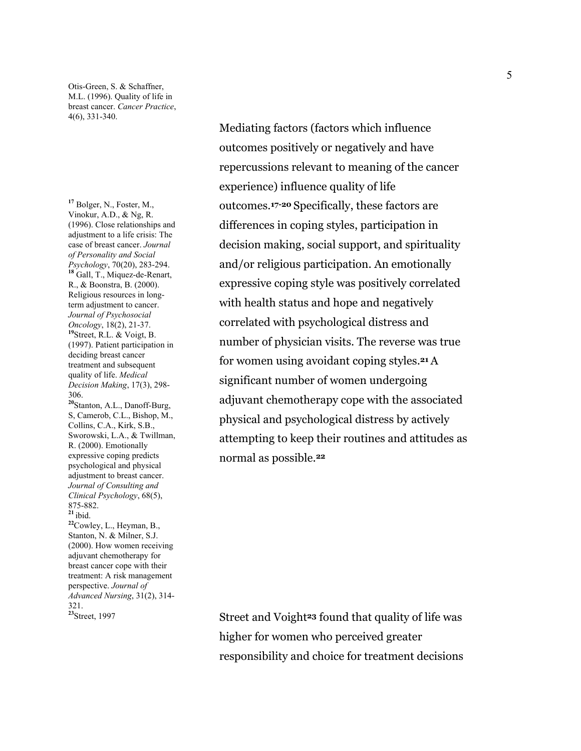Otis-Green, S. & Schaffner, M.L. (1996). Quality of life in breast cancer. *Cancer Practice*, 4(6), 331-340.

Mediating factors (factors which influence outcomes positively or negatively and have repercussions relevant to meaning of the cancer experience) influence quality of life outcomes.[17-20] Specifically, these factors are differences in coping styles, participation in decision making, social support, and spirituality and/or religious participation. An emotionally expressive coping style was positively correlated with health status and hope and negatively correlated with psychological distress and number of physician visits. The reverse was true for women using avoidant coping styles.[21] A significant number of women undergoing adjuvant chemotherapy cope with the associated physical and psychological distress by actively attempting to keep their routines and attitudes as normal as possible.[22]

[17] Bolger, N., Foster, M., Vinokur, A.D., & Ng, R. (1996). Close relationships and adjustment to a life crisis: The case of breast cancer. *Journal of Personality and Social Psychology*, 70(20), 283-294.

[18] Gall, T., Miquez-de-Renart, R., & Boonstra, B. (2000). Religious resources in long-term adjustment to cancer. *Journal of Psychosocial Oncology*, 18(2), 21-37.

[19] Street, R.L. & Voigt, B. (1997). Patient participation in deciding breast cancer treatment and subsequent quality of life. *Medical Decision Making*, 17(3), 298-306.

[20] Stanton, A.L., Danoff-Burg, S, Camerob, C.L., Bishop, M., Collins, C.A., Kirk, S.B., Sworowski, L.A., & Twillman, R. (2000). Emotionally expressive coping predicts psychological and physical adjustment to breast cancer. *Journal of Consulting and Clinical Psychology*, 68(5), 875-882.

[21] ibid.

[22] Cowley, L., Heyman, B., Stanton, N. & Milner, S.J. (2000). How women receiving adjuvant chemotherapy for breast cancer cope with their treatment: A risk management perspective. *Journal of Advanced Nursing*, 31(2), 314-321.

[23] Street, 1997

Street and Voight[23] found that quality of life was higher for women who perceived greater responsibility and choice for treatment decisions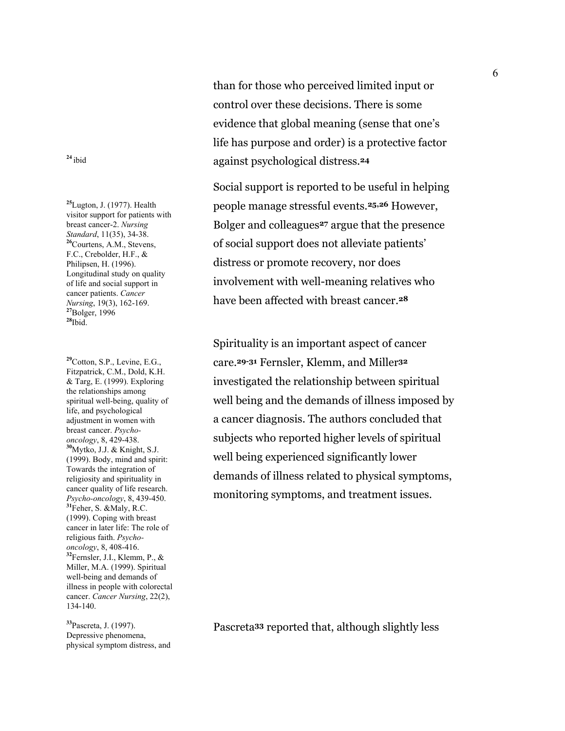than for those who perceived limited input or control over these decisions. There is some evidence that global meaning (sense that one's life has purpose and order) is a protective factor against psychological distress.[24]

Social support is reported to be useful in helping people manage stressful events.[25,26] However, Bolger and colleagues[27] argue that the presence of social support does not alleviate patients' distress or promote recovery, nor does involvement with well-meaning relatives who have been affected with breast cancer.[28]

Spirituality is an important aspect of cancer care.[29-31] Fernsler, Klemm, and Miller[32] investigated the relationship between spiritual well being and the demands of illness imposed by a cancer diagnosis. The authors concluded that subjects who reported higher levels of spiritual well being experienced significantly lower demands of illness related to physical symptoms, monitoring symptoms, and treatment issues.

Pascreta[33] reported that, although slightly less

---

[24] ibid

[25] Lugton, J. (1977). Health visitor support for patients with breast cancer-2. *Nursing Standard*, 11(35), 34-38.

[26] Courtens, A.M., Stevens, F.C., Crebolder, H.F., & Philipsen, H. (1996). Longitudinal study on quality of life and social support in cancer patients. *Cancer Nursing*, 19(3), 162-169.

[27] Bolger, 1996

[28] Ibid.

[29] Cotton, S.P., Levine, E.G., Fitzpatrick, C.M., Dold, K.H. & Targ, E. (1999). Exploring the relationships among spiritual well-being, quality of life, and psychological adjustment in women with breast cancer. *Psycho-oncology*, 8, 429-438.

[30] Mytko, J.J. & Knight, S.J. (1999). Body, mind and spirit: Towards the integration of religiosity and spirituality in cancer quality of life research. *Psycho-oncology*, 8, 439-450.

[31] Feher, S. &Maly, R.C. (1999). Coping with breast cancer in later life: The role of religious faith. *Psycho-oncology*, 8, 408-416.

[32] Fernsler, J.I., Klemm, P., & Miller, M.A. (1999). Spiritual well-being and demands of illness in people with colorectal cancer. *Cancer Nursing*, 22(2), 134-140.

[33] Pascreta, J. (1997). Depressive phenomena, physical symptom distress, and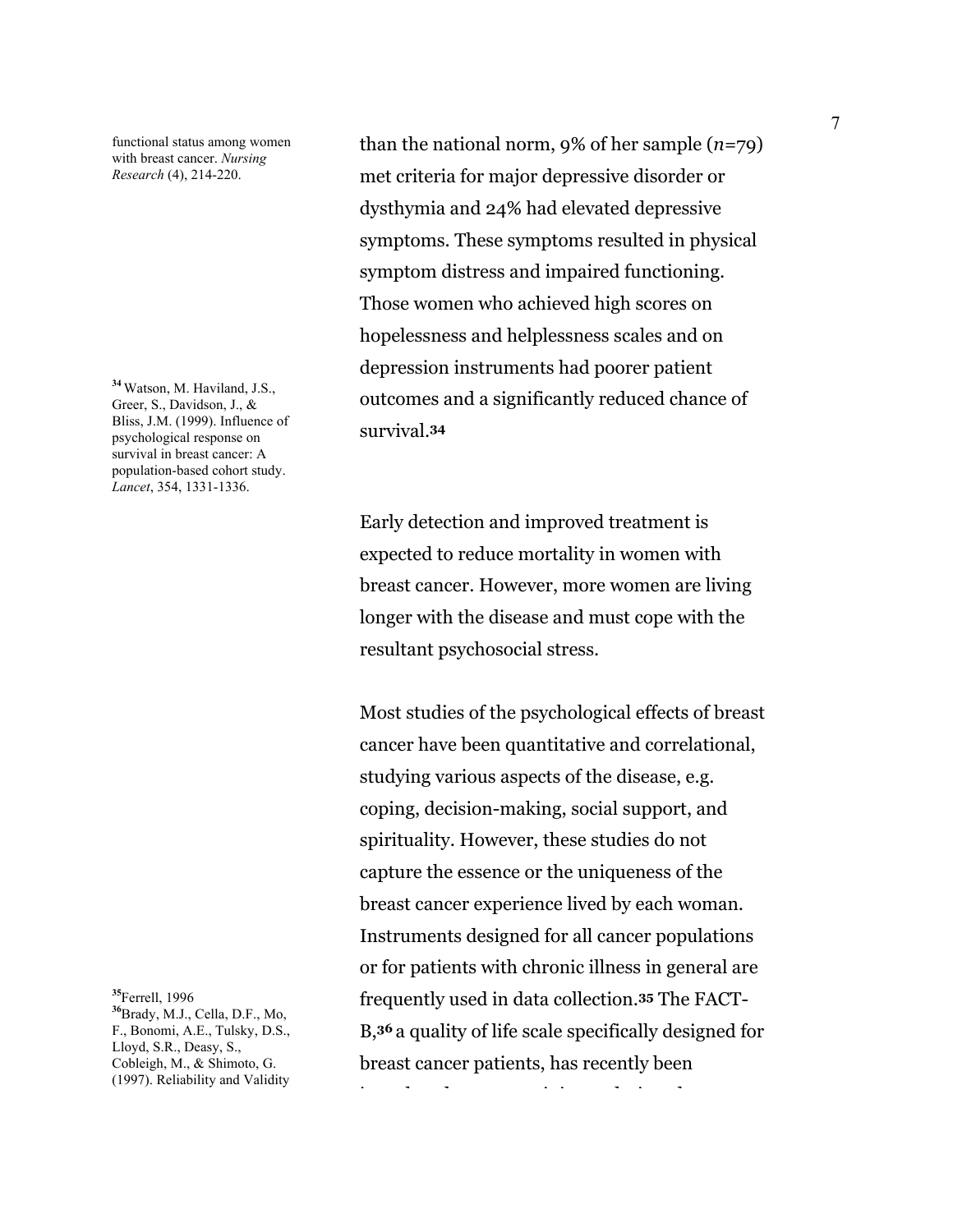functional status among women with breast cancer. *Nursing Research* (4), 214-220.

than the national norm, 9% of her sample (*n*=79) met criteria for major depressive disorder or dysthymia and 24% had elevated depressive symptoms. These symptoms resulted in physical symptom distress and impaired functioning. Those women who achieved high scores on hopelessness and helplessness scales and on depression instruments had poorer patient outcomes and a significantly reduced chance of survival.[34]

[34] Watson, M. Haviland, J.S., Greer, S., Davidson, J., & Bliss, J.M. (1999). Influence of psychological response on survival in breast cancer: A population-based cohort study. *Lancet*, 354, 1331-1336.

Early detection and improved treatment is expected to reduce mortality in women with breast cancer. However, more women are living longer with the disease and must cope with the resultant psychosocial stress.

Most studies of the psychological effects of breast cancer have been quantitative and correlational, studying various aspects of the disease, e.g. coping, decision-making, social support, and spirituality. However, these studies do not capture the essence or the uniqueness of the breast cancer experience lived by each woman. Instruments designed for all cancer populations or for patients with chronic illness in general are frequently used in data collection.[35] The FACT-B,[36] a quality of life scale specifically designed for breast cancer patients, has recently been

[35] Ferrell, 1996

[36] Brady, M.J., Cella, D.F., Mo, F., Bonomi, A.E., Tulsky, D.S., Lloyd, S.R., Deasy, S., Cobleigh, M., & Shimoto, G. (1997). Reliability and Validity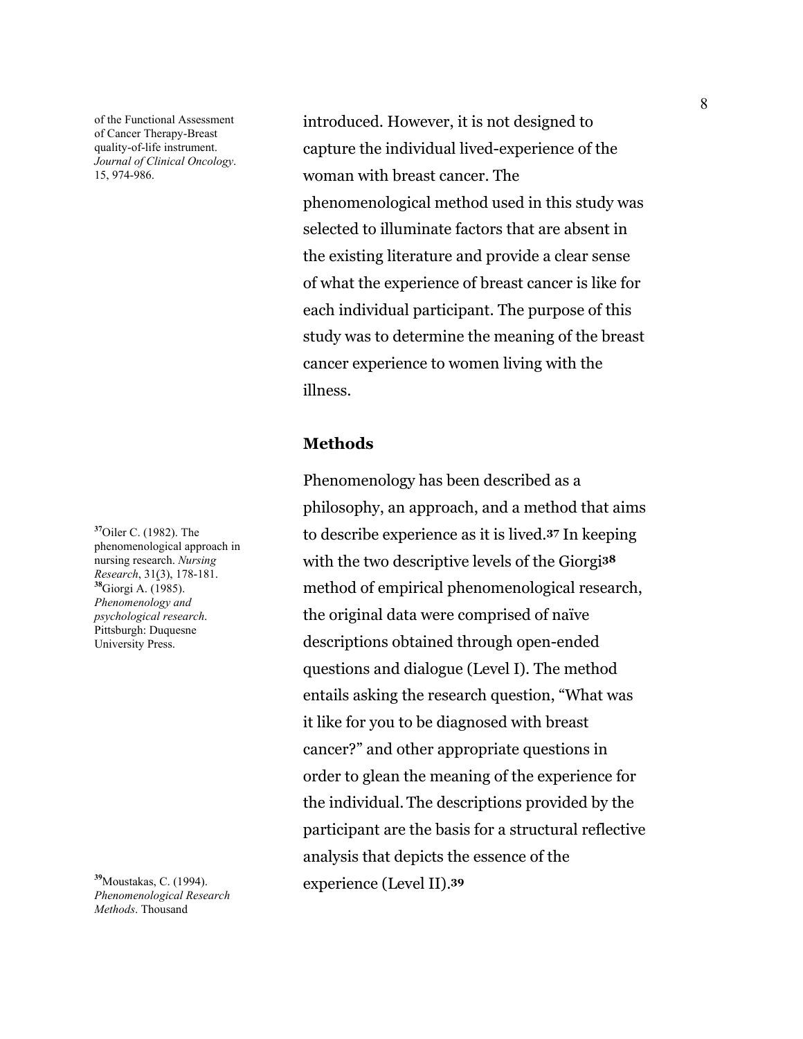of the Functional Assessment of Cancer Therapy-Breast quality-of-life instrument. *Journal of Clinical Oncology*. 15, 974-986.

introduced. However, it is not designed to capture the individual lived-experience of the woman with breast cancer. The phenomenological method used in this study was selected to illuminate factors that are absent in the existing literature and provide a clear sense of what the experience of breast cancer is like for each individual participant. The purpose of this study was to determine the meaning of the breast cancer experience to women living with the illness.

## Methods

Phenomenology has been described as a philosophy, an approach, and a method that aims to describe experience as it is lived.[37] In keeping with the two descriptive levels of the Giorgi[38] method of empirical phenomenological research, the original data were comprised of naïve descriptions obtained through open-ended questions and dialogue (Level I). The method entails asking the research question, "What was it like for you to be diagnosed with breast cancer?" and other appropriate questions in order to glean the meaning of the experience for the individual. The descriptions provided by the participant are the basis for a structural reflective analysis that depicts the essence of the experience (Level II).[39]

[37] Oiler C. (1982). The phenomenological approach in nursing research. *Nursing Research*, 31(3), 178-181.

[38] Giorgi A. (1985). *Phenomenology and psychological research*. Pittsburgh: Duquesne University Press.

[39] Moustakas, C. (1994). *Phenomenological Research Methods*. Thousand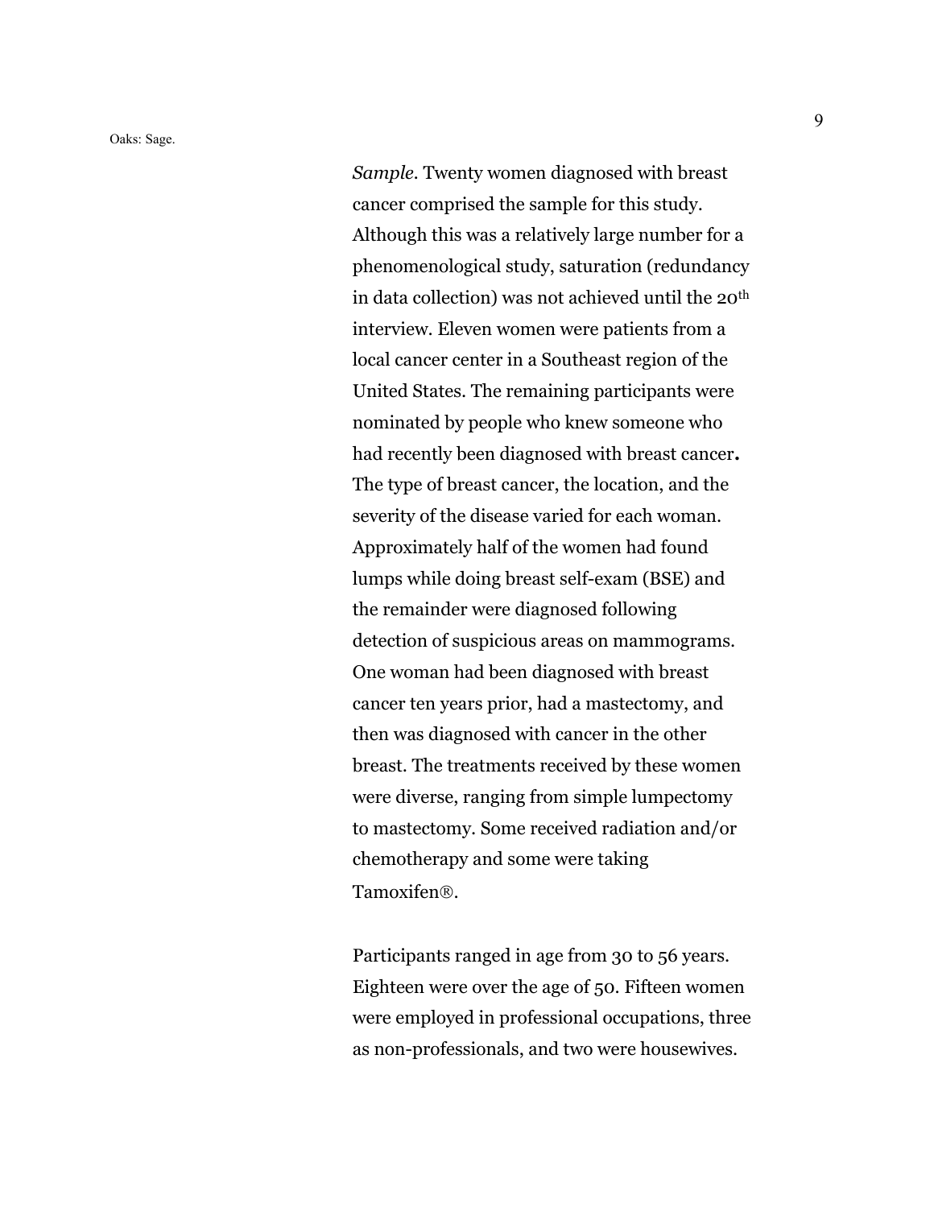Oaks: Sage.

*Sample*. Twenty women diagnosed with breast cancer comprised the sample for this study. Although this was a relatively large number for a phenomenological study, saturation (redundancy in data collection) was not achieved until the 20th interview. Eleven women were patients from a local cancer center in a Southeast region of the United States. The remaining participants were nominated by people who knew someone who had recently been diagnosed with breast cancer**.** The type of breast cancer, the location, and the severity of the disease varied for each woman. Approximately half of the women had found lumps while doing breast self-exam (BSE) and the remainder were diagnosed following detection of suspicious areas on mammograms. One woman had been diagnosed with breast cancer ten years prior, had a mastectomy, and then was diagnosed with cancer in the other breast. The treatments received by these women were diverse, ranging from simple lumpectomy to mastectomy. Some received radiation and/or chemotherapy and some were taking Tamoxifen®.

Participants ranged in age from 30 to 56 years. Eighteen were over the age of 50. Fifteen women were employed in professional occupations, three as non-professionals, and two were housewives.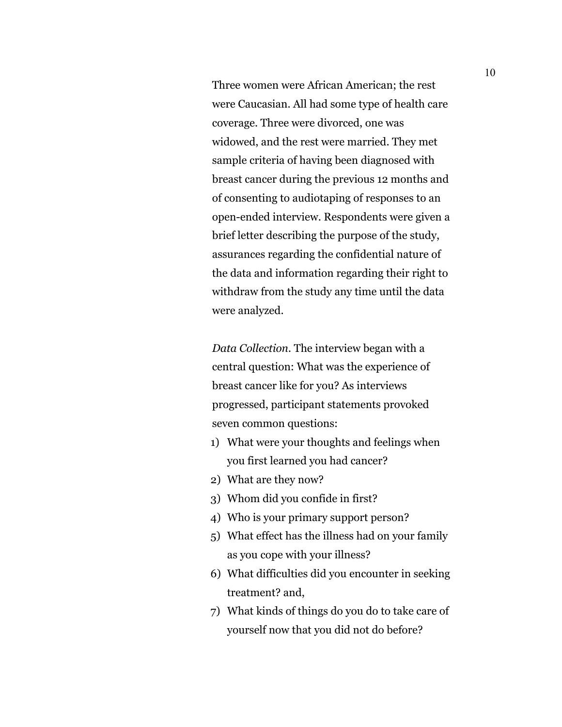Three women were African American; the rest were Caucasian. All had some type of health care coverage. Three were divorced, one was widowed, and the rest were married. They met sample criteria of having been diagnosed with breast cancer during the previous 12 months and of consenting to audiotaping of responses to an open-ended interview. Respondents were given a brief letter describing the purpose of the study, assurances regarding the confidential nature of the data and information regarding their right to withdraw from the study any time until the data were analyzed.

*Data Collection*. The interview began with a central question: What was the experience of breast cancer like for you? As interviews progressed, participant statements provoked seven common questions:

1) What were your thoughts and feelings when you first learned you had cancer?
2) What are they now?
3) Whom did you confide in first?
4) Who is your primary support person?
5) What effect has the illness had on your family as you cope with your illness?
6) What difficulties did you encounter in seeking treatment? and,
7) What kinds of things do you do to take care of yourself now that you did not do before?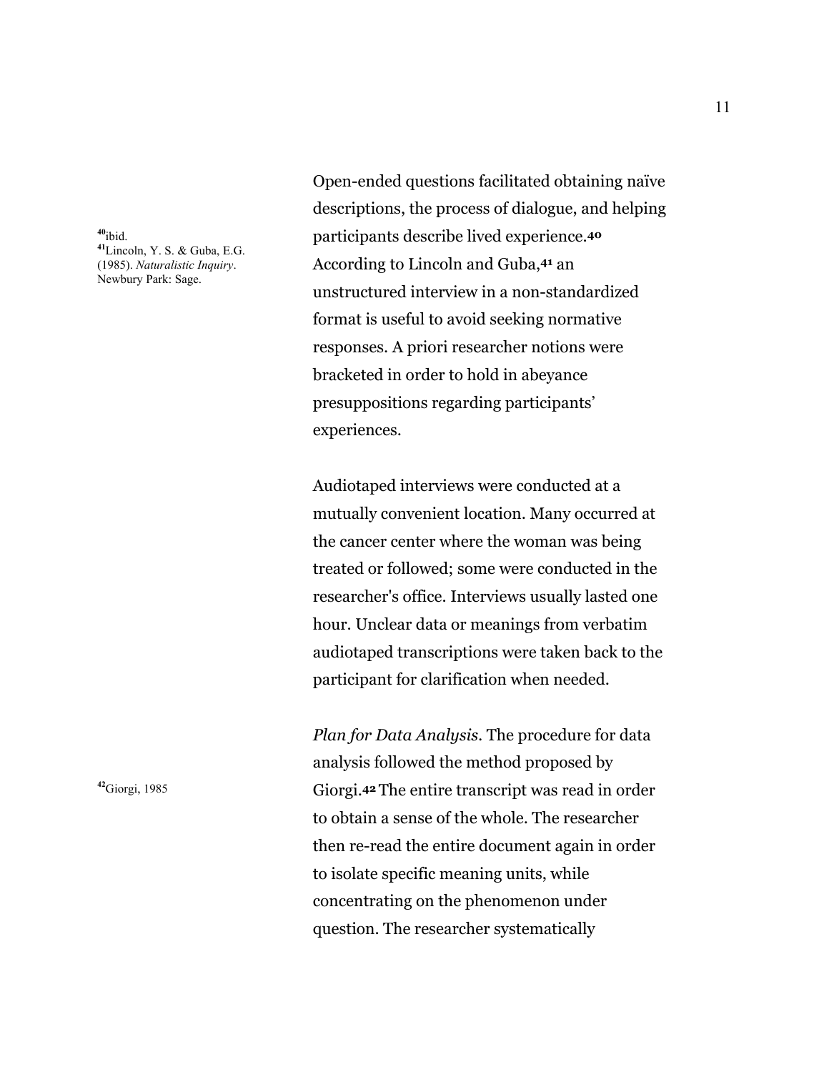Open-ended questions facilitated obtaining naïve descriptions, the process of dialogue, and helping participants describe lived experience.[40] According to Lincoln and Guba,[41] an unstructured interview in a non-standardized format is useful to avoid seeking normative responses. A priori researcher notions were bracketed in order to hold in abeyance presuppositions regarding participants' experiences.

[40] ibid.
[41] Lincoln, Y. S. & Guba, E.G. (1985). *Naturalistic Inquiry*. Newbury Park: Sage.

Audiotaped interviews were conducted at a mutually convenient location. Many occurred at the cancer center where the woman was being treated or followed; some were conducted in the researcher's office. Interviews usually lasted one hour. Unclear data or meanings from verbatim audiotaped transcriptions were taken back to the participant for clarification when needed.

*Plan for Data Analysis.* The procedure for data analysis followed the method proposed by Giorgi.[42] The entire transcript was read in order to obtain a sense of the whole. The researcher then re-read the entire document again in order to isolate specific meaning units, while concentrating on the phenomenon under question. The researcher systematically

[42] Giorgi, 1985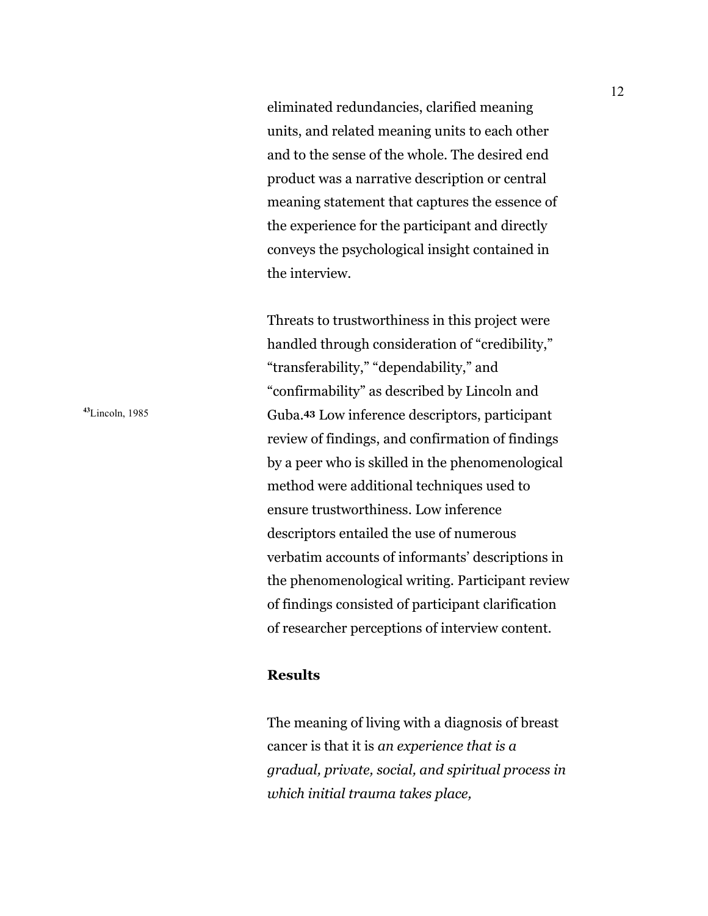eliminated redundancies, clarified meaning units, and related meaning units to each other and to the sense of the whole. The desired end product was a narrative description or central meaning statement that captures the essence of the experience for the participant and directly conveys the psychological insight contained in the interview.

Threats to trustworthiness in this project were handled through consideration of "credibility," "transferability," "dependability," and "confirmability" as described by Lincoln and Guba.[43] Low inference descriptors, participant review of findings, and confirmation of findings by a peer who is skilled in the phenomenological method were additional techniques used to ensure trustworthiness. Low inference descriptors entailed the use of numerous verbatim accounts of informants' descriptions in the phenomenological writing. Participant review of findings consisted of participant clarification of researcher perceptions of interview content.

[43] Lincoln, 1985

## Results

The meaning of living with a diagnosis of breast cancer is that it is *an experience that is a gradual, private, social, and spiritual process in which initial trauma takes place,*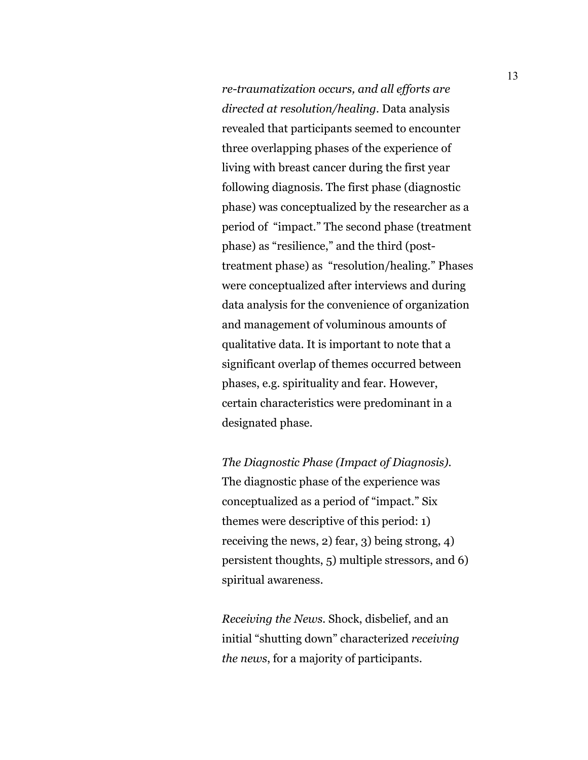*re-traumatization occurs, and all efforts are directed at resolution/healing*. Data analysis revealed that participants seemed to encounter three overlapping phases of the experience of living with breast cancer during the first year following diagnosis. The first phase (diagnostic phase) was conceptualized by the researcher as a period of "impact." The second phase (treatment phase) as "resilience," and the third (post-treatment phase) as "resolution/healing." Phases were conceptualized after interviews and during data analysis for the convenience of organization and management of voluminous amounts of qualitative data. It is important to note that a significant overlap of themes occurred between phases, e.g. spirituality and fear. However, certain characteristics were predominant in a designated phase.

*The Diagnostic Phase (Impact of Diagnosis)*. The diagnostic phase of the experience was conceptualized as a period of "impact." Six themes were descriptive of this period: 1) receiving the news, 2) fear, 3) being strong, 4) persistent thoughts, 5) multiple stressors, and 6) spiritual awareness.

*Receiving the News*. Shock, disbelief, and an initial "shutting down" characterized *receiving the news*, for a majority of participants.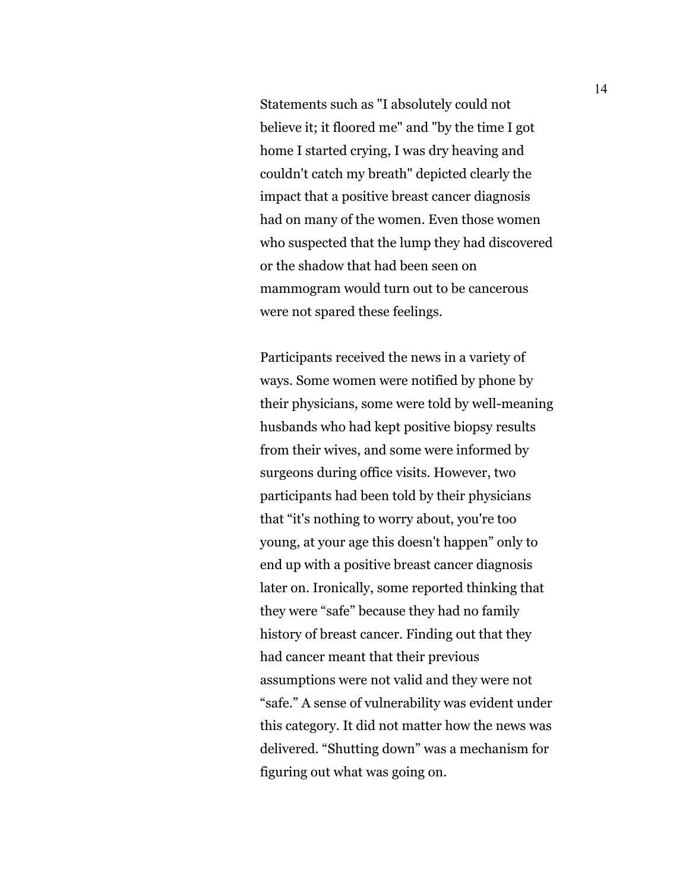Statements such as "I absolutely could not believe it; it floored me" and "by the time I got home I started crying, I was dry heaving and couldn't catch my breath" depicted clearly the impact that a positive breast cancer diagnosis had on many of the women. Even those women who suspected that the lump they had discovered or the shadow that had been seen on mammogram would turn out to be cancerous were not spared these feelings.

Participants received the news in a variety of ways. Some women were notified by phone by their physicians, some were told by well-meaning husbands who had kept positive biopsy results from their wives, and some were informed by surgeons during office visits. However, two participants had been told by their physicians that “it's nothing to worry about, you're too young, at your age this doesn't happen” only to end up with a positive breast cancer diagnosis later on. Ironically, some reported thinking that they were “safe” because they had no family history of breast cancer. Finding out that they had cancer meant that their previous assumptions were not valid and they were not “safe.” A sense of vulnerability was evident under this category. It did not matter how the news was delivered. “Shutting down” was a mechanism for figuring out what was going on.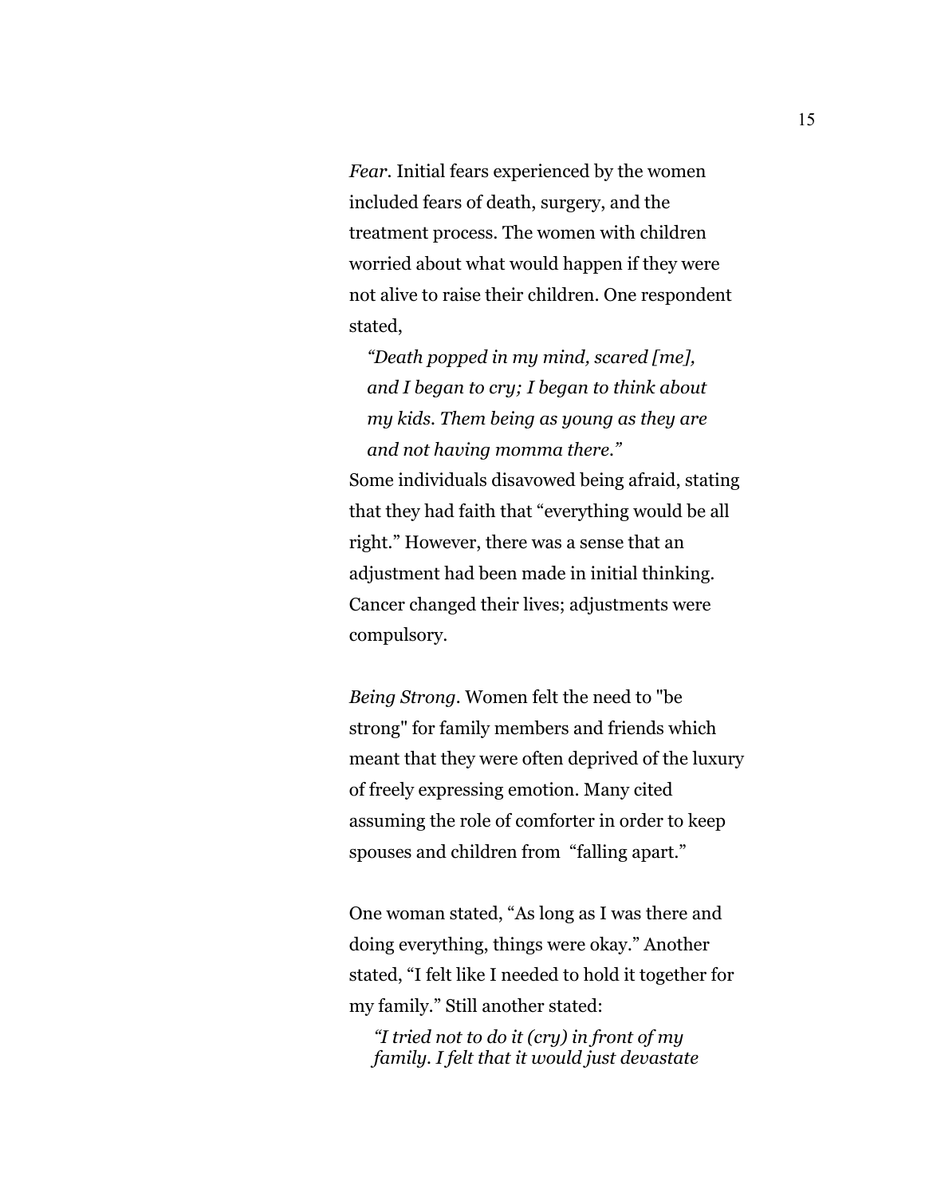*Fear*. Initial fears experienced by the women included fears of death, surgery, and the treatment process. The women with children worried about what would happen if they were not alive to raise their children. One respondent stated,

> *"Death popped in my mind, scared [me], and I began to cry; I began to think about my kids. Them being as young as they are and not having momma there."*

Some individuals disavowed being afraid, stating that they had faith that "everything would be all right." However, there was a sense that an adjustment had been made in initial thinking. Cancer changed their lives; adjustments were compulsory.

*Being Strong*. Women felt the need to "be strong" for family members and friends which meant that they were often deprived of the luxury of freely expressing emotion. Many cited assuming the role of comforter in order to keep spouses and children from "falling apart."

One woman stated, "As long as I was there and doing everything, things were okay." Another stated, "I felt like I needed to hold it together for my family." Still another stated:

> *"I tried not to do it (cry) in front of my family. I felt that it would just devastate*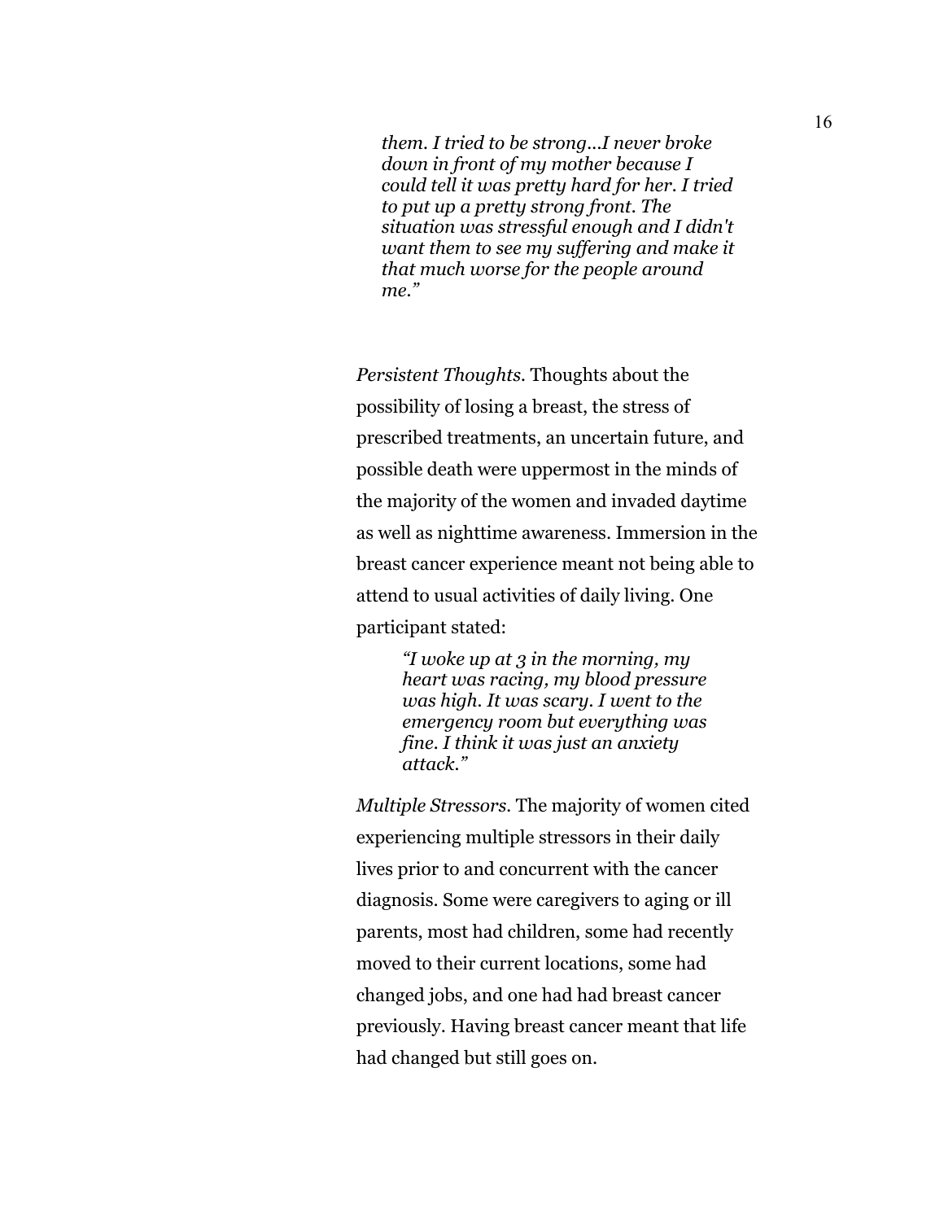> *them. I tried to be strong...I never broke down in front of my mother because I could tell it was pretty hard for her. I tried to put up a pretty strong front. The situation was stressful enough and I didn't want them to see my suffering and make it that much worse for the people around me."*

*Persistent Thoughts.* Thoughts about the possibility of losing a breast, the stress of prescribed treatments, an uncertain future, and possible death were uppermost in the minds of the majority of the women and invaded daytime as well as nighttime awareness. Immersion in the breast cancer experience meant not being able to attend to usual activities of daily living. One participant stated:

> *"I woke up at 3 in the morning, my heart was racing, my blood pressure was high. It was scary. I went to the emergency room but everything was fine. I think it was just an anxiety attack."*

*Multiple Stressors.* The majority of women cited experiencing multiple stressors in their daily lives prior to and concurrent with the cancer diagnosis. Some were caregivers to aging or ill parents, most had children, some had recently moved to their current locations, some had changed jobs, and one had had breast cancer previously. Having breast cancer meant that life had changed but still goes on.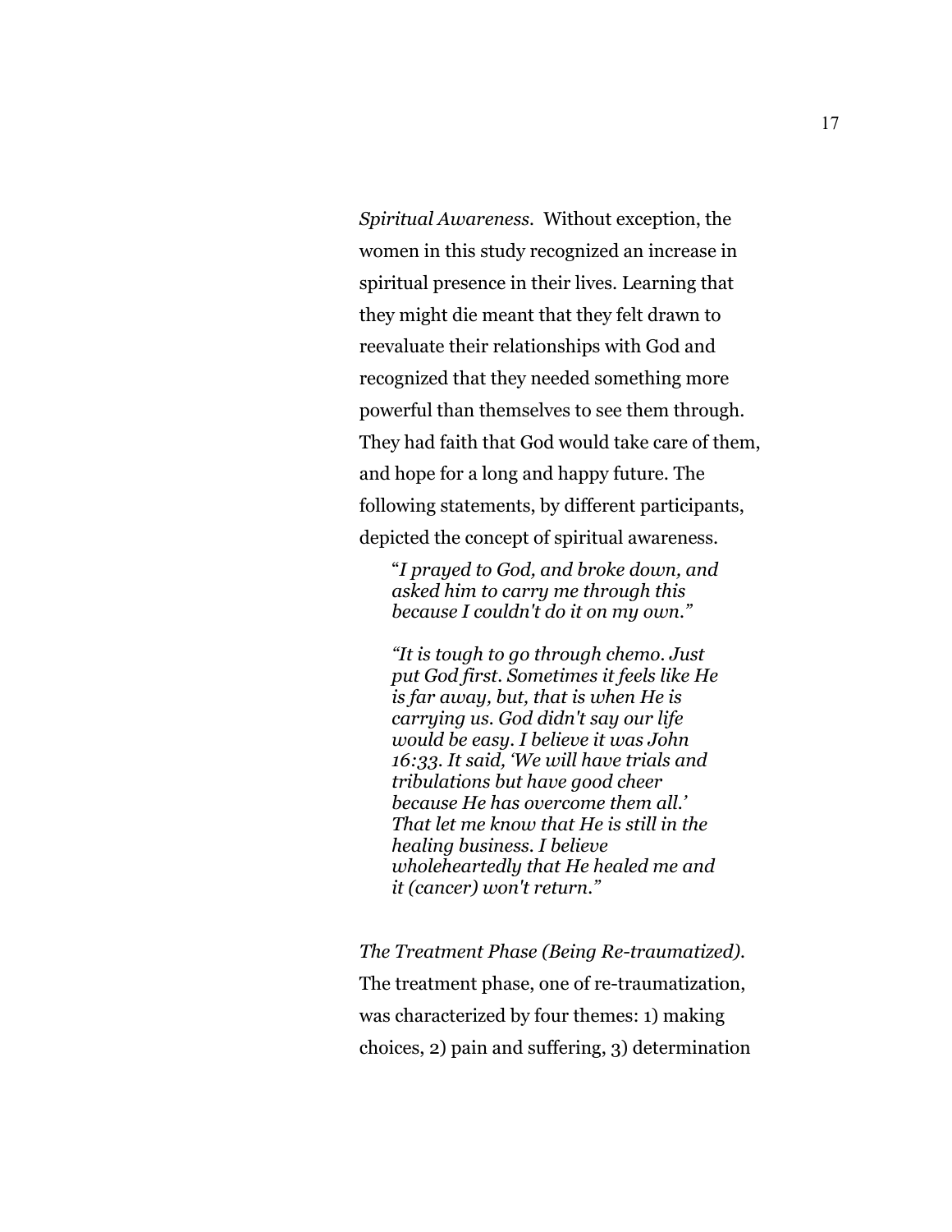*Spiritual Awareness.* Without exception, the women in this study recognized an increase in spiritual presence in their lives. Learning that they might die meant that they felt drawn to reevaluate their relationships with God and recognized that they needed something more powerful than themselves to see them through. They had faith that God would take care of them, and hope for a long and happy future. The following statements, by different participants, depicted the concept of spiritual awareness.

> "*I prayed to God, and broke down, and asked him to carry me through this because I couldn't do it on my own."*

> *"It is tough to go through chemo. Just put God first. Sometimes it feels like He is far away, but, that is when He is carrying us. God didn't say our life would be easy. I believe it was John 16:33. It said, 'We will have trials and tribulations but have good cheer because He has overcome them all.' That let me know that He is still in the healing business. I believe wholeheartedly that He healed me and it (cancer) won't return."*

*The Treatment Phase (Being Re-traumatized).* The treatment phase, one of re-traumatization, was characterized by four themes: 1) making choices, 2) pain and suffering, 3) determination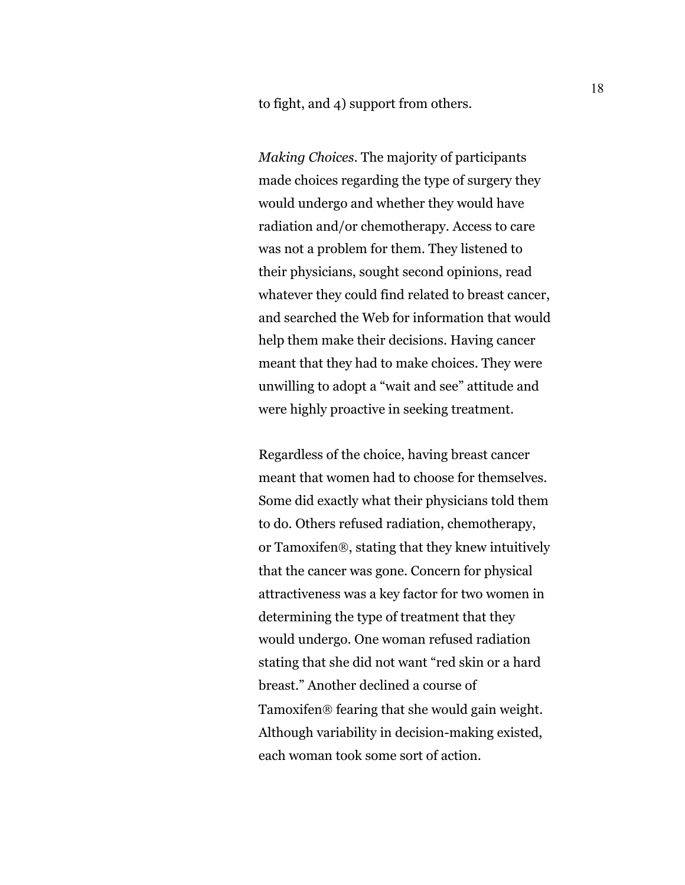to fight, and 4) support from others.

*Making Choices*. The majority of participants made choices regarding the type of surgery they would undergo and whether they would have radiation and/or chemotherapy. Access to care was not a problem for them. They listened to their physicians, sought second opinions, read whatever they could find related to breast cancer, and searched the Web for information that would help them make their decisions. Having cancer meant that they had to make choices. They were unwilling to adopt a "wait and see" attitude and were highly proactive in seeking treatment.

Regardless of the choice, having breast cancer meant that women had to choose for themselves. Some did exactly what their physicians told them to do. Others refused radiation, chemotherapy, or Tamoxifen®, stating that they knew intuitively that the cancer was gone. Concern for physical attractiveness was a key factor for two women in determining the type of treatment that they would undergo. One woman refused radiation stating that she did not want "red skin or a hard breast." Another declined a course of Tamoxifen® fearing that she would gain weight. Although variability in decision-making existed, each woman took some sort of action.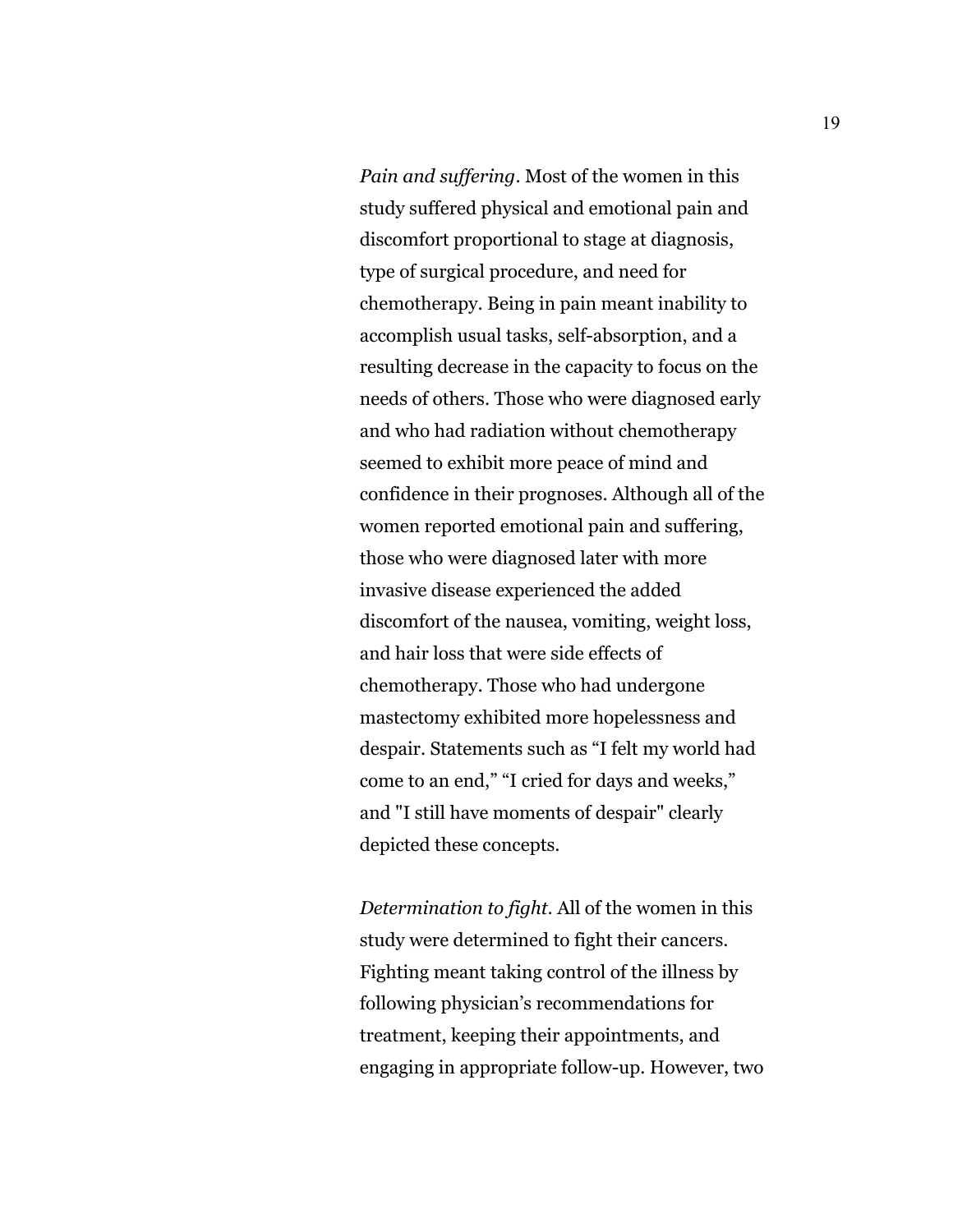*Pain and suffering*. Most of the women in this study suffered physical and emotional pain and discomfort proportional to stage at diagnosis, type of surgical procedure, and need for chemotherapy. Being in pain meant inability to accomplish usual tasks, self-absorption, and a resulting decrease in the capacity to focus on the needs of others. Those who were diagnosed early and who had radiation without chemotherapy seemed to exhibit more peace of mind and confidence in their prognoses. Although all of the women reported emotional pain and suffering, those who were diagnosed later with more invasive disease experienced the added discomfort of the nausea, vomiting, weight loss, and hair loss that were side effects of chemotherapy. Those who had undergone mastectomy exhibited more hopelessness and despair. Statements such as “I felt my world had come to an end,” “I cried for days and weeks,” and "I still have moments of despair" clearly depicted these concepts.

*Determination to fight*. All of the women in this study were determined to fight their cancers. Fighting meant taking control of the illness by following physician’s recommendations for treatment, keeping their appointments, and engaging in appropriate follow-up. However, two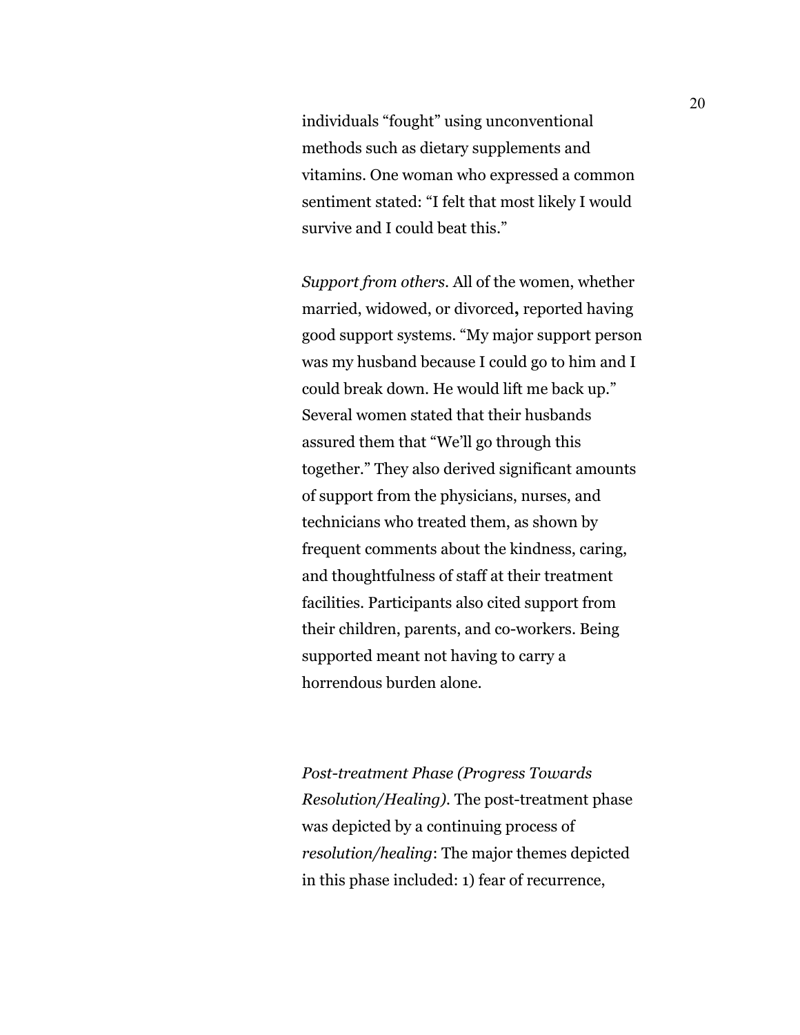individuals “fought” using unconventional methods such as dietary supplements and vitamins. One woman who expressed a common sentiment stated: “I felt that most likely I would survive and I could beat this.”

*Support from others*. All of the women, whether married, widowed, or divorced**,** reported having good support systems. “My major support person was my husband because I could go to him and I could break down. He would lift me back up.” Several women stated that their husbands assured them that “We’ll go through this together.” They also derived significant amounts of support from the physicians, nurses, and technicians who treated them, as shown by frequent comments about the kindness, caring, and thoughtfulness of staff at their treatment facilities. Participants also cited support from their children, parents, and co-workers. Being supported meant not having to carry a horrendous burden alone.

*Post-treatment Phase (Progress Towards Resolution/Healing).* The post-treatment phase was depicted by a continuing process of *resolution/healing*: The major themes depicted in this phase included: 1) fear of recurrence,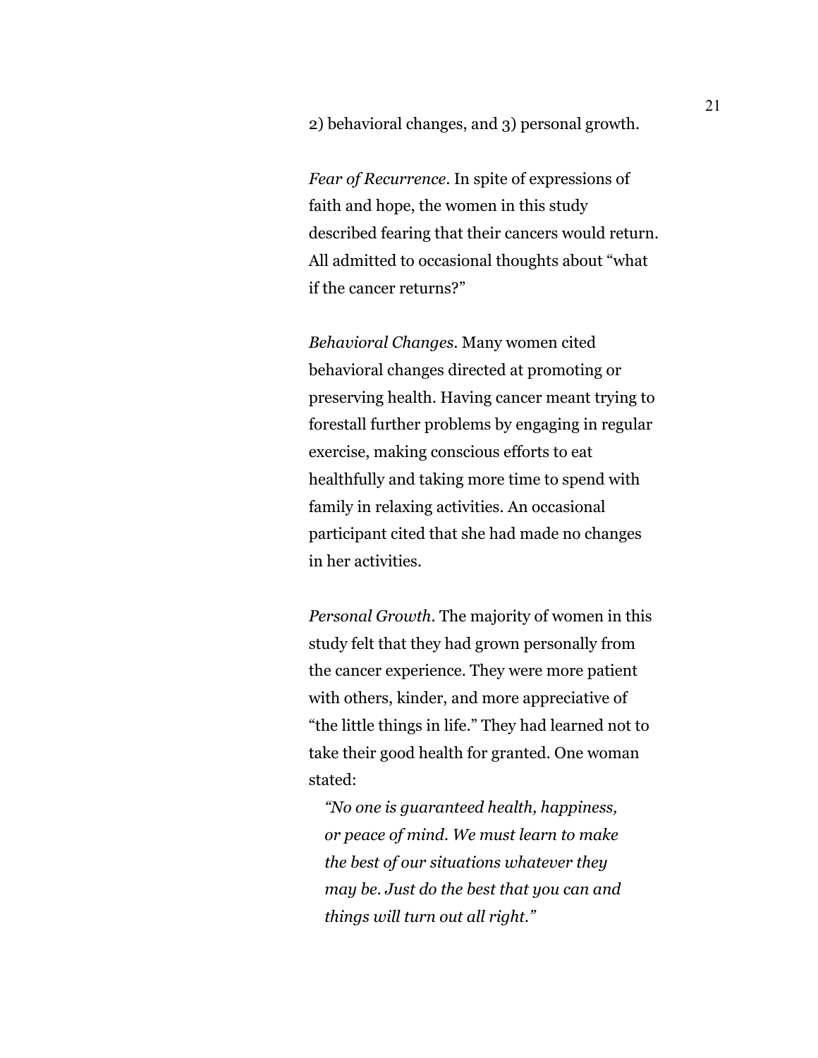2) behavioral changes, and 3) personal growth.

*Fear of Recurrence*. In spite of expressions of faith and hope, the women in this study described fearing that their cancers would return. All admitted to occasional thoughts about "what if the cancer returns?"

*Behavioral Changes*. Many women cited behavioral changes directed at promoting or preserving health. Having cancer meant trying to forestall further problems by engaging in regular exercise, making conscious efforts to eat healthfully and taking more time to spend with family in relaxing activities. An occasional participant cited that she had made no changes in her activities.

*Personal Growth*. The majority of women in this study felt that they had grown personally from the cancer experience. They were more patient with others, kinder, and more appreciative of "the little things in life." They had learned not to take their good health for granted. One woman stated:

> *"No one is guaranteed health, happiness, or peace of mind. We must learn to make the best of our situations whatever they may be. Just do the best that you can and things will turn out all right."*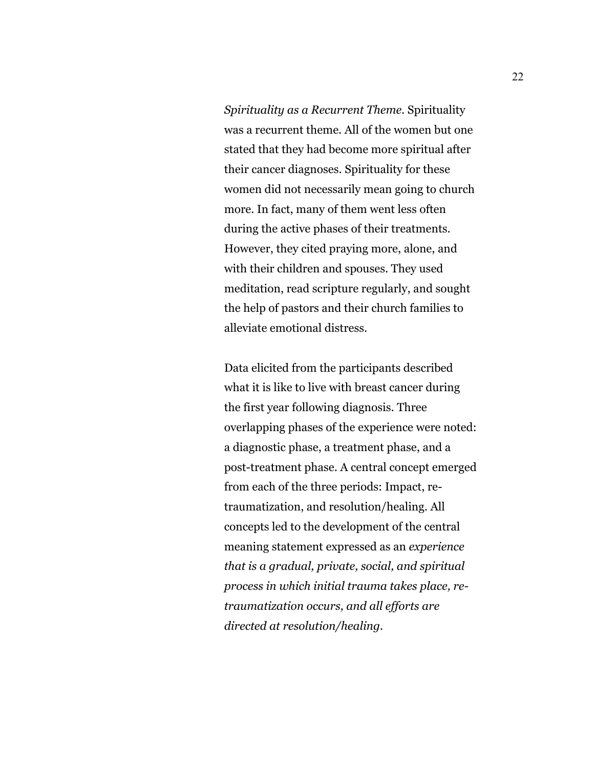*Spirituality as a Recurrent Theme.* Spirituality was a recurrent theme. All of the women but one stated that they had become more spiritual after their cancer diagnoses. Spirituality for these women did not necessarily mean going to church more. In fact, many of them went less often during the active phases of their treatments. However, they cited praying more, alone, and with their children and spouses. They used meditation, read scripture regularly, and sought the help of pastors and their church families to alleviate emotional distress.

Data elicited from the participants described what it is like to live with breast cancer during the first year following diagnosis. Three overlapping phases of the experience were noted: a diagnostic phase, a treatment phase, and a post-treatment phase. A central concept emerged from each of the three periods: Impact, re-traumatization, and resolution/healing. All concepts led to the development of the central meaning statement expressed as an *experience that is a gradual, private, social, and spiritual process in which initial trauma takes place, re-traumatization occurs, and all efforts are directed at resolution/healing*.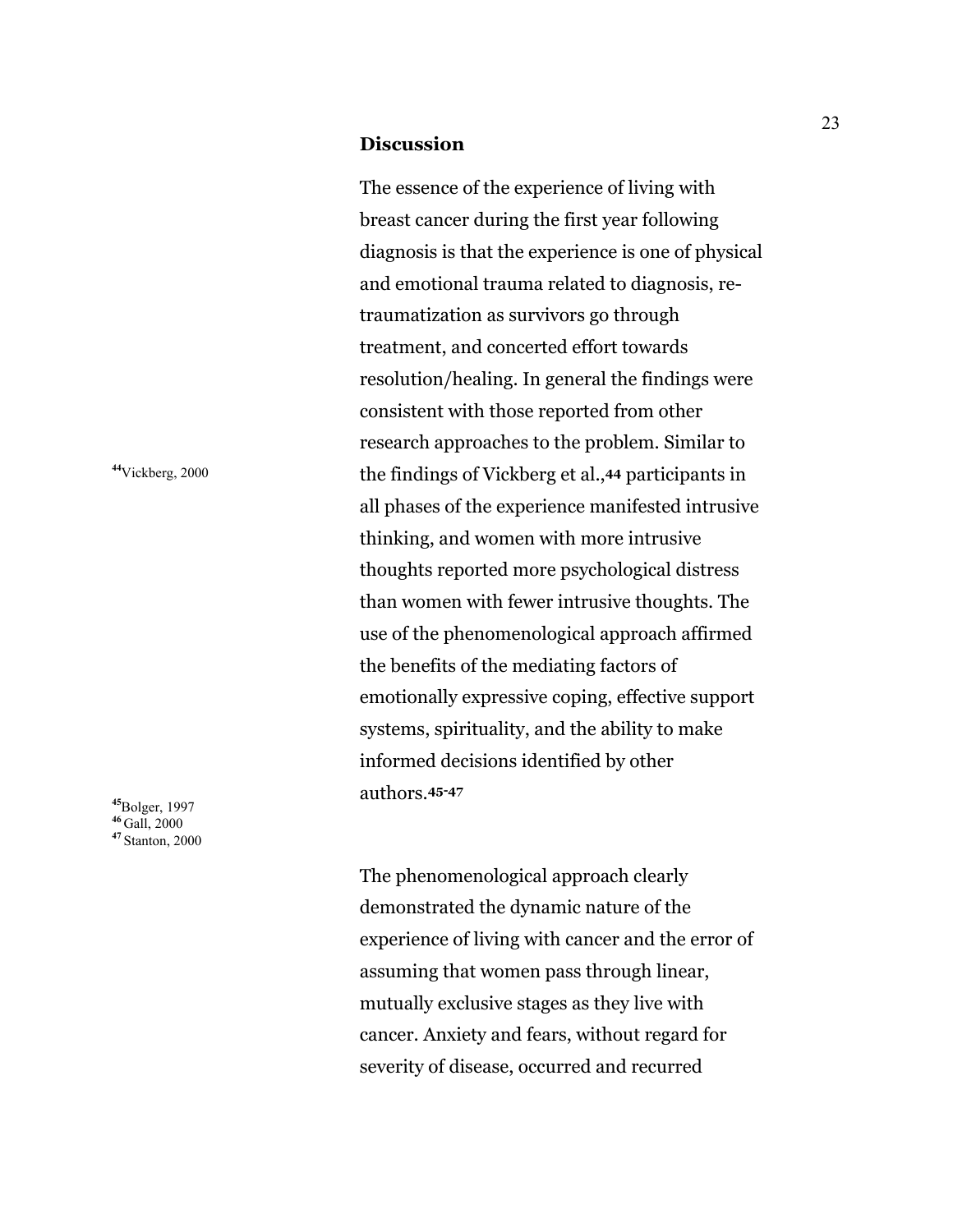## Discussion

The essence of the experience of living with breast cancer during the first year following diagnosis is that the experience is one of physical and emotional trauma related to diagnosis, re-traumatization as survivors go through treatment, and concerted effort towards resolution/healing. In general the findings were consistent with those reported from other research approaches to the problem. Similar to the findings of Vickberg et al.,[44] participants in all phases of the experience manifested intrusive thinking, and women with more intrusive thoughts reported more psychological distress than women with fewer intrusive thoughts. The use of the phenomenological approach affirmed the benefits of the mediating factors of emotionally expressive coping, effective support systems, spirituality, and the ability to make informed decisions identified by other authors.[45-47]

[44] Vickberg, 2000

[45] Bolger, 1997
[46] Gall, 2000
[47] Stanton, 2000

The phenomenological approach clearly demonstrated the dynamic nature of the experience of living with cancer and the error of assuming that women pass through linear, mutually exclusive stages as they live with cancer. Anxiety and fears, without regard for severity of disease, occurred and recurred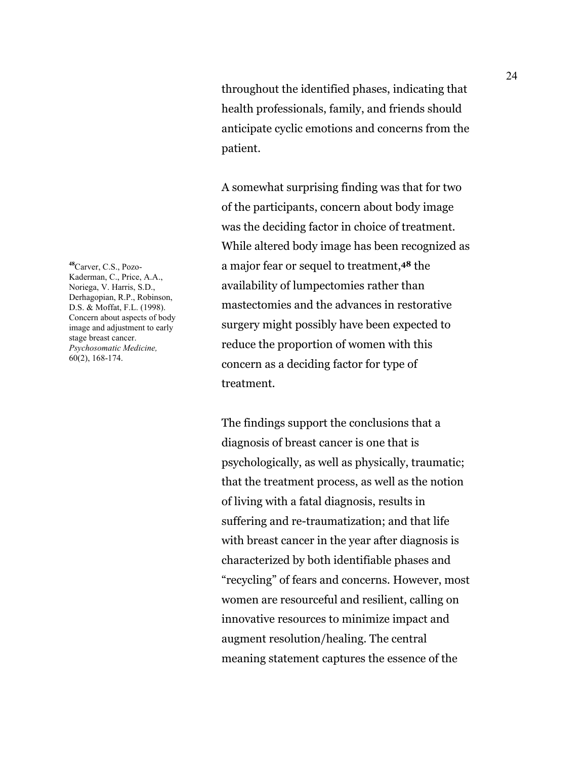throughout the identified phases, indicating that health professionals, family, and friends should anticipate cyclic emotions and concerns from the patient.

A somewhat surprising finding was that for two of the participants, concern about body image was the deciding factor in choice of treatment. While altered body image has been recognized as a major fear or sequel to treatment,[48] the availability of lumpectomies rather than mastectomies and the advances in restorative surgery might possibly have been expected to reduce the proportion of women with this concern as a deciding factor for type of treatment.

[48]Carver, C.S., Pozo-Kaderman, C., Price, A.A., Noriega, V. Harris, S.D., Derhagopian, R.P., Robinson, D.S. & Moffat, F.L. (1998). Concern about aspects of body image and adjustment to early stage breast cancer. *Psychosomatic Medicine,* 60(2), 168-174.

The findings support the conclusions that a diagnosis of breast cancer is one that is psychologically, as well as physically, traumatic; that the treatment process, as well as the notion of living with a fatal diagnosis, results in suffering and re-traumatization; and that life with breast cancer in the year after diagnosis is characterized by both identifiable phases and "recycling" of fears and concerns. However, most women are resourceful and resilient, calling on innovative resources to minimize impact and augment resolution/healing. The central meaning statement captures the essence of the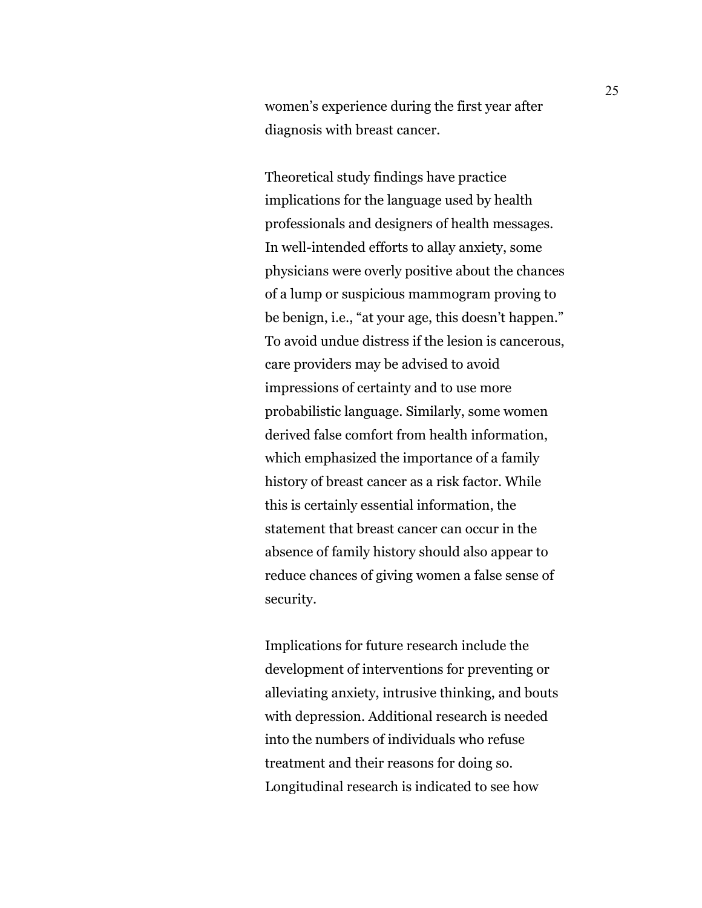women’s experience during the first year after diagnosis with breast cancer.

Theoretical study findings have practice implications for the language used by health professionals and designers of health messages. In well-intended efforts to allay anxiety, some physicians were overly positive about the chances of a lump or suspicious mammogram proving to be benign, i.e., “at your age, this doesn’t happen.” To avoid undue distress if the lesion is cancerous, care providers may be advised to avoid impressions of certainty and to use more probabilistic language. Similarly, some women derived false comfort from health information, which emphasized the importance of a family history of breast cancer as a risk factor. While this is certainly essential information, the statement that breast cancer can occur in the absence of family history should also appear to reduce chances of giving women a false sense of security.

Implications for future research include the development of interventions for preventing or alleviating anxiety, intrusive thinking, and bouts with depression. Additional research is needed into the numbers of individuals who refuse treatment and their reasons for doing so. Longitudinal research is indicated to see how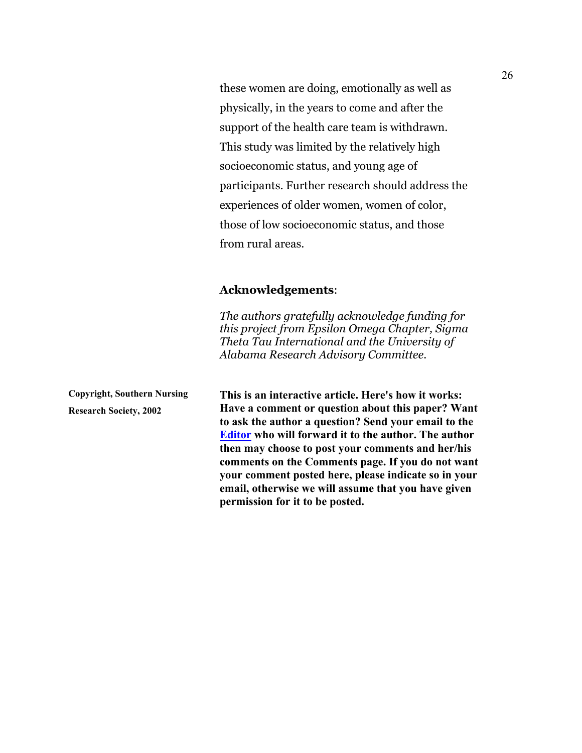these women are doing, emotionally as well as physically, in the years to come and after the support of the health care team is withdrawn. This study was limited by the relatively high socioeconomic status, and young age of participants. Further research should address the experiences of older women, women of color, those of low socioeconomic status, and those from rural areas.

## Acknowledgements:

*The authors gratefully acknowledge funding for this project from Epsilon Omega Chapter, Sigma Theta Tau International and the University of Alabama Research Advisory Committee.*

**Copyright, Southern Nursing Research Society, 2002**

**This is an interactive article. Here's how it works: Have a comment or question about this paper? Want to ask the author a question? Send your email to the Editor who will forward it to the author. The author then may choose to post your comments and her/his comments on the Comments page. If you do not want your comment posted here, please indicate so in your email, otherwise we will assume that you have given permission for it to be posted.**